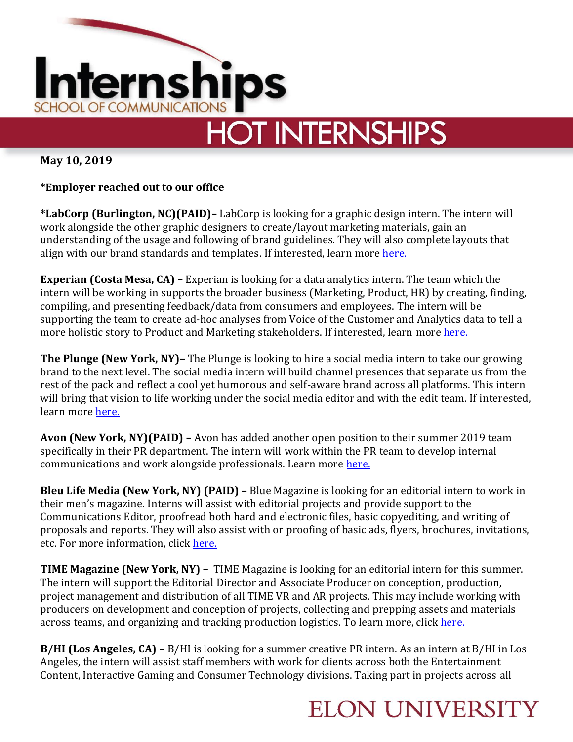# Internships

SCHOOL OF COMMUNICATIONS

## HOT INTERNSHIPS

**May 10, 2019**

**\*Employer reached out to our office**

**\*LabCorp (Burlington, NC)(PAID)–** LabCorp is looking for a graphic design intern. The intern will work alongside the other graphic designers to create/layout marketing materials, gain an understanding of the usage and following of brand guidelines. They will also complete layouts that align with our brand standards and templates. If interested, learn more here.

**Experian (Costa Mesa, CA) –** Experian is looking for a data analytics intern. The team which the intern will be working in supports the broader business (Marketing, Product, HR) by creating, finding, compiling, and presenting feedback/data from consumers and employees. The intern will be supporting the team to create ad-hoc analyses from Voice of the Customer and Analytics data to tell a more holistic story to Product and Marketing stakeholders. If interested, learn more here.

**The Plunge (New York, NY)–** The Plunge is looking to hire a social media intern to take our growing brand to the next level. The social media intern will build channel presences that separate us from the rest of the pack and reflect a cool yet humorous and self-aware brand across all platforms. This intern will bring that vision to life working under the social media editor and with the edit team. If interested, learn more here.

**Avon (New York, NY)(PAID) –** Avon has added another open position to their summer 2019 team specifically in their PR department. The intern will work within the PR team to develop internal communications and work alongside professionals. Learn more here.

**Bleu Life Media (New York, NY) (PAID) –** Blue Magazine is looking for an editorial intern to work in their men's magazine. Interns will assist with editorial projects and provide support to the Communications Editor, proofread both hard and electronic files, basic copyediting, and writing of proposals and reports. They will also assist with or proofing of basic ads, flyers, brochures, invitations, etc. For more information, click here.

**TIME Magazine (New York, NY) –** TIME Magazine is looking for an editorial intern for this summer. The intern will support the Editorial Director and Associate Producer on conception, production, project management and distribution of all TIME VR and AR projects. This may include working with producers on development and conception of projects, collecting and prepping assets and materials across teams, and organizing and tracking production logistics. To learn more, click here.

**B/HI (Los Angeles, CA) –** B/HI is looking for a summer creative PR intern. As an intern at B/HI in Los Angeles, the intern will assist staff members with work for clients across both the Entertainment Content, Interactive Gaming and Consumer Technology divisions. Taking part in projects across all

ELON UNIVERSITY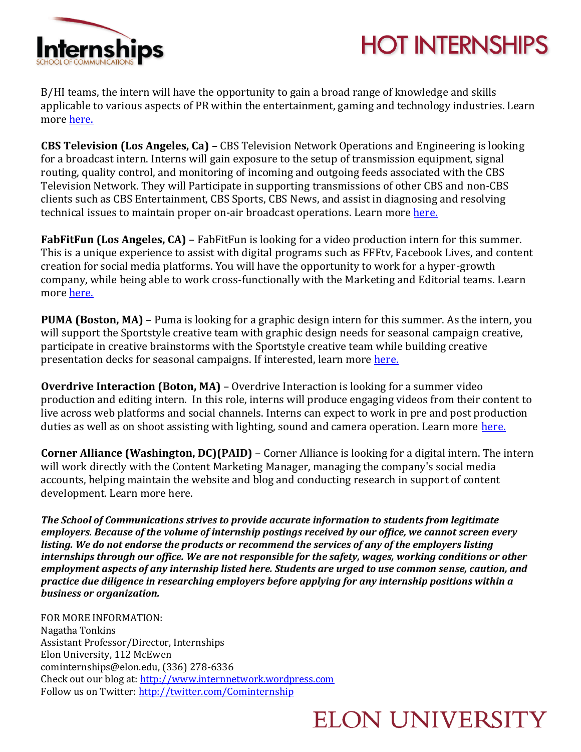B/HI teams, the intern will have the opportunity to gain a broad range of knowledge and skills applicable to various aspects of PR within the entertainment, gaming and technology industries. Learn more here.

**CBS Television (Los Angeles, Ca) –** CBS Television Network Operations and Engineering is looking for a broadcast intern. Interns will gain exposure to the setup of transmission equipment, signal routing, quality control, and monitoring of incoming and outgoing feeds associated with the CBS Television Network. They will Participate in supporting transmissions of other CBS and non-CBS clients such as CBS Entertainment, CBS Sports, CBS News, and assist in diagnosing and resolving technical issues to maintain proper on-air broadcast operations. Learn more here.

**FabFitFun (Los Angeles, CA)** – FabFitFun is looking for a video production intern for this summer. This is a unique experience to assist with digital programs such as FFFtv, Facebook Lives, and content creation for social media platforms. You will have the opportunity to work for a hyper-growth company, while being able to work cross-functionally with the Marketing and Editorial teams. Learn more here.

**PUMA (Boston, MA)** – Puma is looking for a graphic design intern for this summer. As the intern, you will support the Sportstyle creative team with graphic design needs for seasonal campaign creative, participate in creative brainstorms with the Sportstyle creative team while building creative presentation decks for seasonal campaigns. If interested, learn more here.

**Overdrive Interaction (Boton, MA)** – Overdrive Interaction is looking for a summer video production and editing intern. In this role, interns will produce engaging videos from their content to live across web platforms and social channels. Interns can expect to work in pre and post production duties as well as on shoot assisting with lighting, sound and camera operation. Learn more here.

**Corner Alliance (Washington, DC)(PAID)** – Corner Alliance is looking for a digital intern. The intern will work directly with the Content Marketing Manager, managing the company's social media accounts, helping maintain the website and blog and conducting research in support of content development. Learn more here.

***The School of Communications strives to provide accurate information to students from legitimate employers. Because of the volume of internship postings received by our office, we cannot screen every listing. We do not endorse the products or recommend the services of any of the employers listing internships through our office. We are not responsible for the safety, wages, working conditions or other employment aspects of any internship listed here. Students are urged to use common sense, caution, and practice due diligence in researching employers before applying for any internship positions within a business or organization.***

FOR MORE INFORMATION:
Nagatha Tonkins
Assistant Professor/Director, Internships
Elon University, 112 McEwen
cominternships@elon.edu, (336) 278-6336
Check out our blog at: http://www.internnetwork.wordpress.com
Follow us on Twitter: http://twitter.com/Cominternship